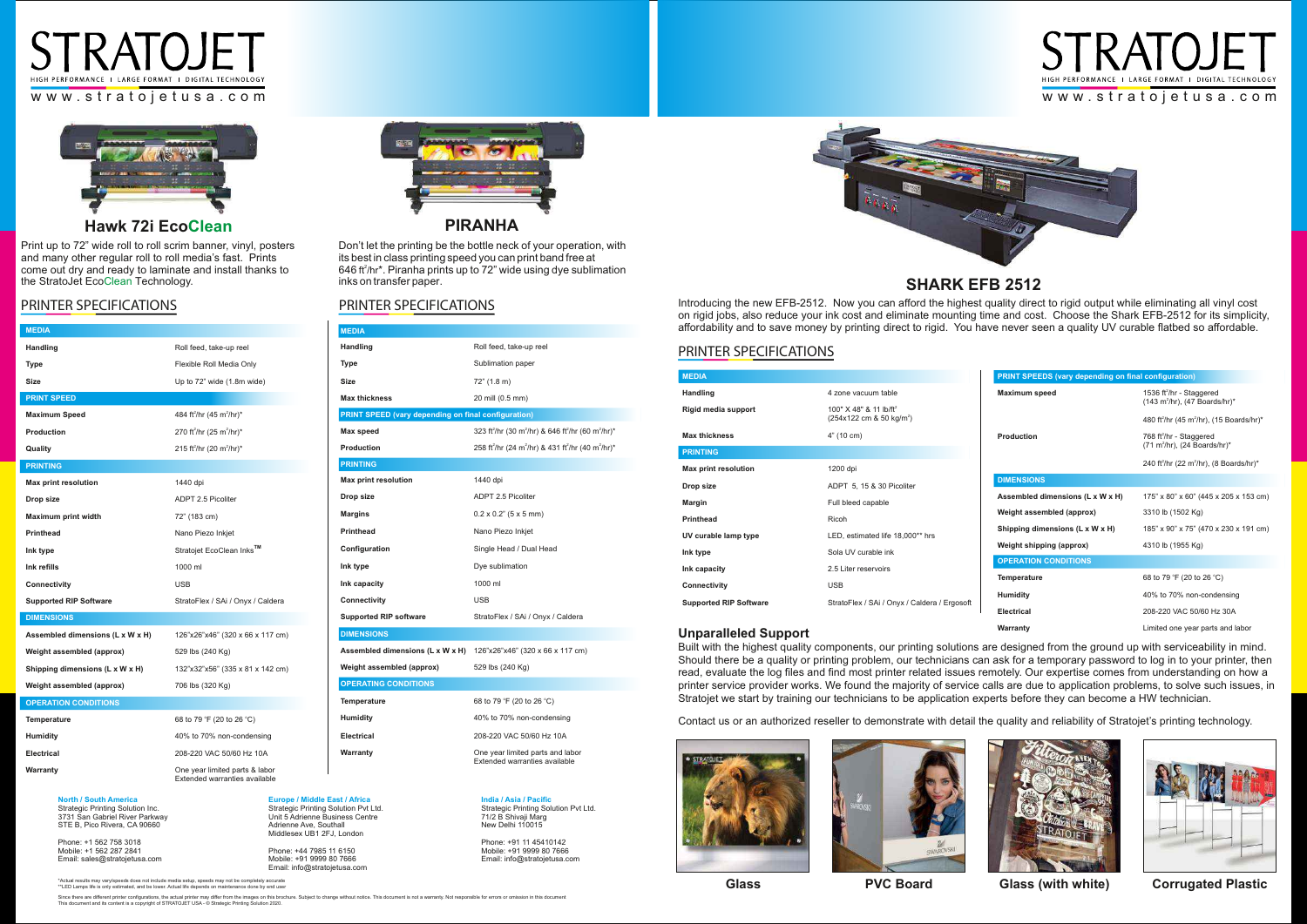# STRATOJET

HIGH PERFORMANCE | LARGE FORMAT | DIGITAL TECHNOLOGY

www.stratojetusa.com

## Hawk 72i EcoClean

Print up to 72" wide roll to roll scrim banner, vinyl, posters and many other regular roll to roll media's fast. Prints come out dry and ready to laminate and install thanks to the StratoJet EcoClean Technology.

### PRINTER SPECIFICATIONS

| MEDIA | |
|---|---|
| Handling | Roll feed, take-up reel |
| Type | Flexible Roll Media Only |
| Size | Up to 72" wide (1.8m wide) |
| **PRINT SPEED** | |
| Maximum Speed | 484 ft$^2$/hr (45 m$^2$/hr)* |
| Production | 270 ft$^2$/hr (25 m$^2$/hr)* |
| Quality | 215 ft$^2$/hr (20 m$^2$/hr)* |
| **PRINTING** | |
| Max print resolution | 1440 dpi |
| Drop size | ADPT 2.5 Picoliter |
| Maximum print width | 72" (183 cm) |
| Printhead | Nano Piezo Inkjet |
| Ink type | Stratojet EcoClean Inks™ |
| Ink refills | 1000 ml |
| Connectivity | USB |
| Supported RIP Software | StratoFlex / SAi / Onyx / Caldera |
| **DIMENSIONS** | |
| Assembled dimensions (L x W x H) | 126"x26"x46" (320 x 66 x 117 cm) |
| Weight assembled (approx) | 529 lbs (240 Kg) |
| Shipping dimensions (L x W x H) | 132"x32"x56" (335 x 81 x 142 cm) |
| Weight assembled (approx) | 706 lbs (320 Kg) |
| **OPERATION CONDITIONS** | |
| Temperature | 68 to 79 °F (20 to 26 °C) |
| Humidity | 40% to 70% non-condensing |
| Electrical | 208-220 VAC 50/60 Hz 10A |
| Warranty | One year limited parts & labor<br>Extended warranties available |

## PIRANHA

Don't let the printing be the bottle neck of your operation, with its best in class printing speed you can print band free at 646 ft$^2$/hr*. Piranha prints up to 72" wide using dye sublimation inks on transfer paper.

### PRINTER SPECIFICATIONS

| MEDIA | |
|---|---|
| Handling | Roll feed, take-up reel |
| Type | Sublimation paper |
| Size | 72" (1.8 m) |
| Max thickness | 20 mill (0.5 mm) |
| **PRINT SPEED (vary depending on final configuration)** | |
| Max speed | 323 ft$^2$/hr (30 m$^2$/hr) & 646 ft$^2$/hr (60 m$^2$/hr)* |
| Production | 258 ft$^2$/hr (24 m$^2$/hr) & 431 ft$^2$/hr (40 m$^2$/hr)* |
| **PRINTING** | |
| Max print resolution | 1440 dpi |
| Drop size | ADPT 2.5 Picoliter |
| Margins | 0.2 x 0.2" (5 x 5 mm) |
| Printhead | Nano Piezo Inkjet |
| Configuration | Single Head / Dual Head |
| Ink type | Dye sublimation |
| Ink capacity | 1000 ml |
| Connectivity | USB |
| Supported RIP software | StratoFlex / SAi / Onyx / Caldera |
| **DIMENSIONS** | |
| Assembled dimensions (L x W x H) | 126"x26"x46" (320 x 66 x 117 cm) |
| Weight assembled (approx) | 529 lbs (240 Kg) |
| **OPERATING CONDITIONS** | |
| Temperature | 68 to 79 °F (20 to 26 °C) |
| Humidity | 40% to 70% non-condensing |
| Electrical | 208-220 VAC 50/60 Hz 10A |
| Warranty | One year limited parts and labor<br>Extended warranties available |

**North / South America**
Strategic Printing Solution Inc.
3731 San Gabriel River Parkway
STE B, Pico Rivera, CA 90660

Phone: +1 562 758 3018
Mobile: +1 562 287 2841
Email: sales@stratojetusa.com

**Europe / Middle East / Africa**
Strategic Printing Solution Pvt Ltd.
Unit 5 Adrienne Business Centre
Adrienne Ave, Southall
Middlesex UB1 2FJ, London

Phone: +44 7985 11 6150
Mobile: +91 9999 80 7666
Email: info@stratojetusa.com

**India / Asia / Pacific**
Strategic Printing Solution Pvt Ltd.
71/2 B Shivaji Marg
New Delhi 110015

Phone: +91 11 45410142
Mobile: +91 9999 80 7666
Email: info@stratojetusa.com

*Actual results may vary/speeds does not include media setup, speeds may not be completely accurate
**LED Lamps life is only estimated, and be lower. Actual life depends on maintenance done by end user

Since there are different printer configurations, the actual printer may differ from the images on this brochure. Subject to change without notice. This document is not a warranty. Not responsible for errors or omission in this document
This document and its content is a copyright of STRATOJET USA - © Strategic Printing Solution 2020.

# STRATOJET

HIGH PERFORMANCE | LARGE FORMAT | DIGITAL TECHNOLOGY

www.stratojetusa.com

## SHARK EFB 2512

Introducing the new EFB-2512. Now you can afford the highest quality direct to rigid output while eliminating all vinyl cost on rigid jobs, also reduce your ink cost and eliminate mounting time and cost. Choose the Shark EFB-2512 for its simplicity, affordability and to save money by printing direct to rigid. You have never seen a quality UV curable flatbed so affordable.

### PRINTER SPECIFICATIONS

| MEDIA | |
|---|---|
| Handling | 4 zone vacuum table |
| Rigid media support | 100" X 48" & 11 lb/ft$^2$<br>(254x122 cm & 50 kg/m$^2$) |
| Max thickness | 4" (10 cm) |
| **PRINTING** | |
| Max print resolution | 1200 dpi |
| Drop size | ADPT 5, 15 & 30 Picoliter |
| Margin | Full bleed capable |
| Printhead | Ricoh |
| UV curable lamp type | LED, estimated life 18,000** hrs |
| Ink type | Sola UV curable ink |
| Ink capacity | 2.5 Liter reservoirs |
| Connectivity | USB |
| Supported RIP Software | StratoFlex / SAi / Onyx / Caldera / Ergosoft |

| PRINT SPEEDS (vary depending on final configuration) | |
|---|---|
| Maximum speed | 1536 ft$^2$/hr - Staggered<br>(143 m$^2$/hr), (47 Boards/hr)* |
| | 480 ft$^2$/hr (45 m$^2$/hr), (15 Boards/hr)* |
| Production | 768 ft$^2$/hr - Staggered<br>(71 m$^2$/hr), (24 Boards/hr)* |
| | 240 ft$^2$/hr (22 m$^2$/hr), (8 Boards/hr)* |
| **DIMENSIONS** | |
| Assembled dimensions (L x W x H) | 175" x 80" x 60" (445 x 205 x 153 cm) |
| Weight assembled (approx) | 3310 lb (1502 Kg) |
| Shipping dimensions (L x W x H) | 185" x 90" x 75" (470 x 230 x 191 cm) |
| Weight shipping (approx) | 4310 lb (1955 Kg) |
| **OPERATION CONDITIONS** | |
| Temperature | 68 to 79 °F (20 to 26 °C) |
| Humidity | 40% to 70% non-condensing |
| Electrical | 208-220 VAC 50/60 Hz 30A |
| Warranty | Limited one year parts and labor |

### Unparalleled Support

Built with the highest quality components, our printing solutions are designed from the ground up with serviceability in mind. Should there be a quality or printing problem, our technicians can ask for a temporary password to log in to your printer, then read, evaluate the log files and find most printer related issues remotely. Our expertise comes from understanding on how a printer service provider works. We found the majority of service calls are due to application problems, to solve such issues, in Stratojet we start by training our technicians to be application experts before they can become a HW technician.

Contact us or an authorized reseller to demonstrate with detail the quality and reliability of Stratojet's printing technology.

Glass | PVC Board | Glass (with white) | Corrugated Plastic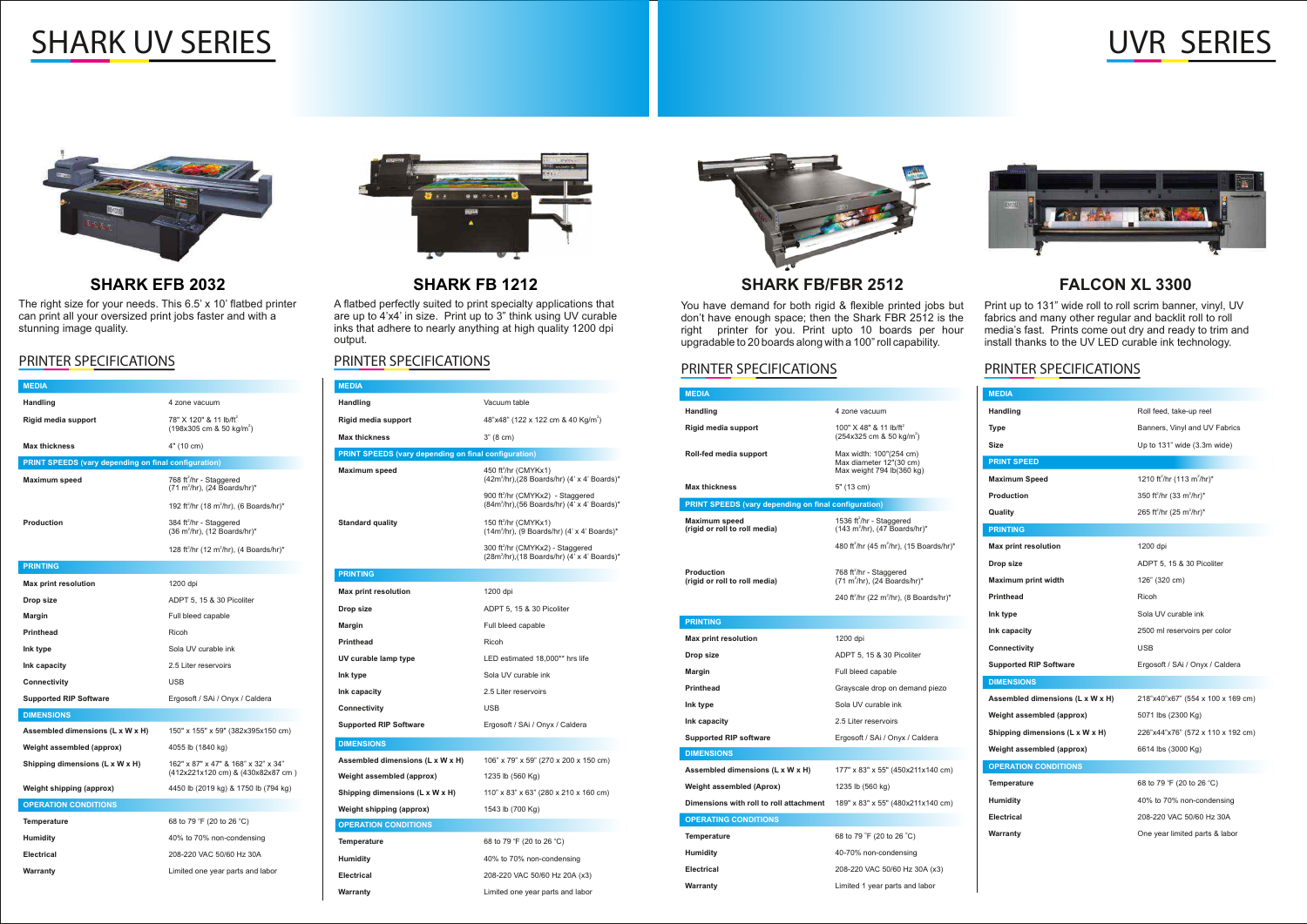# SHARK UV SERIES

# UVR SERIES

## SHARK EFB 2032

The right size for your needs. This 6.5' x 10' flatbed printer can print all your oversized print jobs faster and with a stunning image quality.

### PRINTER SPECIFICATIONS

| | |
|---|---|
| **MEDIA** | |
| Handling | 4 zone vacuum |
| Rigid media support | 78" X 120" & 11 lb/ft² (198x305 cm & 50 kg/m²) |
| Max thickness | 4" (10 cm) |
| **PRINT SPEEDS (vary depending on final configuration)** | |
| Maximum speed | 768 ft²/hr - Staggered (71 m²/hr), (24 Boards/hr)* |
| | 192 ft²/hr (18 m²/hr), (6 Boards/hr)* |
| Production | 384 ft²/hr - Staggered (36 m²/hr), (12 Boards/hr)* |
| | 128 ft²/hr (12 m²/hr), (4 Boards/hr)* |
| **PRINTING** | |
| Max print resolution | 1200 dpi |
| Drop size | ADPT 5, 15 & 30 Picoliter |
| Margin | Full bleed capable |
| Printhead | Ricoh |
| Ink type | Sola UV curable ink |
| Ink capacity | 2.5 Liter reservoirs |
| Connectivity | USB |
| Supported RIP Software | Ergosoft / SAi / Onyx / Caldera |
| **DIMENSIONS** | |
| Assembled dimensions (L x W x H) | 150" x 155" x 59" (382x395x150 cm) |
| Weight assembled (approx) | 4055 lb (1840 kg) |
| Shipping dimensions (L x W x H) | 162" x 87" x 47" & 168" x 32" x 34" (412x221x120 cm) & (430x82x87 cm ) |
| Weight shipping (approx) | 4450 lb (2019 kg) & 1750 lb (794 kg) |
| **OPERATION CONDITIONS** | |
| Temperature | 68 to 79 °F (20 to 26 °C) |
| Humidity | 40% to 70% non-condensing |
| Electrical | 208-220 VAC 50/60 Hz 30A |
| Warranty | Limited one year parts and labor |

## SHARK FB 1212

A flatbed perfectly suited to print specialty applications that are up to 4'x4' in size. Print up to 3" think using UV curable inks that adhere to nearly anything at high quality 1200 dpi output.

### PRINTER SPECIFICATIONS

| | |
|---|---|
| **MEDIA** | |
| Handling | Vacuum table |
| Rigid media support | 48"x48" (122 x 122 cm & 40 Kg/m²) |
| Max thickness | 3" (8 cm) |
| **PRINT SPEEDS (vary depending on final configuration)** | |
| Maximum speed | 450 ft²/hr (CMYKx1) (42m²/hr),(28 Boards/hr) (4' x 4' Boards)* |
| | 900 ft²/hr (CMYKx2) - Staggered (84m²/hr),(56 Boards/hr) (4' x 4' Boards)* |
| Standard quality | 150 ft²/hr (CMYKx1) (14m²/hr), (9 Boards/hr) (4' x 4' Boards)* |
| | 300 ft²/hr (CMYKx2) - Staggered (28m²/hr),(18 Boards/hr) (4' x 4' Boards)* |
| **PRINTING** | |
| Max print resolution | 1200 dpi |
| Drop size | ADPT 5, 15 & 30 Picoliter |
| Margin | Full bleed capable |
| Printhead | Ricoh |
| UV curable lamp type | LED estimated 18,000** hrs life |
| Ink type | Sola UV curable ink |
| Ink capacity | 2.5 Liter reservoirs |
| Connectivity | USB |
| Supported RIP Software | Ergosoft / SAi / Onyx / Caldera |
| **DIMENSIONS** | |
| Assembled dimensions (L x W x H) | 106" x 79" x 59" (270 x 200 x 150 cm) |
| Weight assembled (aprox) | 1235 lb (560 Kg) |
| Shipping dimensions (L x W x H) | 110" x 83" x 63" (280 x 210 x 160 cm) |
| Weight shipping (aprox) | 1543 lb (700 Kg) |
| **OPERATION CONDITIONS** | |
| Temperature | 68 to 79 °F (20 to 26 °C) |
| Humidity | 40% to 70% non-condensing |
| Electrical | 208-220 VAC 50/60 Hz 20A (x3) |
| Warranty | Limited one year parts and labor |

## SHARK FB/FBR 2512

You have demand for both rigid & flexible printed jobs but don't have enough space; then the Shark FBR 2512 is the right printer for you. Print upto 10 boards per hour upgradable to 20 boards along with a 100" roll capability.

### PRINTER SPECIFICATIONS

| | |
|---|---|
| **MEDIA** | |
| Handling | 4 zone vacuum |
| Rigid media support | 100" X 48" & 11 lb/ft² (254x325 cm & 50 kg/m²) |
| Roll-fed media support | Max width: 100"(254 cm) Max diameter 12"(30 cm) Max weight 794 lb(360 kg) |
| Max thickness | 5" (13 cm) |
| **PRINT SPEEDS (vary depending on final configuration)** | |
| Maximum speed (rigid or roll to roll media) | 1536 ft²/hr - Staggered (143 m²/hr), (47 Boards/hr)* |
| | 480 ft²/hr (45 m²/hr), (15 Boards/hr)* |
| Production (rigid or roll to roll media) | 768 ft²/hr - Staggered (71 m²/hr), (24 Boards/hr)* |
| | 240 ft²/hr (22 m²/hr), (8 Boards/hr)* |
| **PRINTING** | |
| Max print resolution | 1200 dpi |
| Drop size | ADPT 5, 15 & 30 Picoliter |
| Margin | Full bleed capable |
| Printhead | Grayscale drop on demand piezo |
| Ink type | Sola UV curable ink |
| Ink capacity | 2.5 Liter reservoirs |
| Supported RIP software | Ergosoft / SAi / Onyx / Caldera |
| **DIMENSIONS** | |
| Assembled dimensions (L x W x H) | 177" x 83" x 55" (450x211x140 cm) |
| Weight assembled (Aprox) | 1235 lb (560 kg) |
| Dimensions with roll to roll attachment | 189" x 83" x 55" (480x211x140 cm) |
| **OPERATING CONDITIONS** | |
| Temperature | 68 to 79 °F (20 to 26 °C) |
| Humidity | 40-70% non-condensing |
| Electrical | 208-220 VAC 50/60 Hz 30A (x3) |
| Warranty | Limited 1 year parts and labor |

## FALCON XL 3300

Print up to 131" wide roll to roll scrim banner, vinyl, UV fabrics and many other regular and backlit roll to roll media's fast. Prints come out dry and ready to trim and install thanks to the UV LED curable ink technology.

### PRINTER SPECIFICATIONS

| | |
|---|---|
| **MEDIA** | |
| Handling | Roll feed, take-up reel |
| Type | Banners, Vinyl and UV Fabrics |
| Size | Up to 131" wide (3.3m wide) |
| **PRINT SPEED** | |
| Maximum Speed | 1210 ft²/hr (113 m²/hr)* |
| Production | 350 ft²/hr (33 m²/hr)* |
| Quality | 265 ft²/hr (25 m²/hr)* |
| **PRINTING** | |
| Max print resolution | 1200 dpi |
| Drop size | ADPT 5, 15 & 30 Picoliter |
| Maximum print width | 126" (320 cm) |
| Printhead | Ricoh |
| Ink type | Sola UV curable ink |
| Ink capacity | 2500 ml reservoirs per color |
| Connectivity | USB |
| Supported RIP Software | Ergosoft / SAi / Onyx / Caldera |
| **DIMENSIONS** | |
| Assembled dimensions (L x W x H) | 218"x40"x67" (554 x 100 x 169 cm) |
| Weight assembled (approx) | 5071 lbs (2300 Kg) |
| Shipping dimensions (L x W x H) | 226"x44"x76" (572 x 110 x 192 cm) |
| Weight assembled (approx) | 6614 lbs (3000 Kg) |
| **OPERATION CONDITIONS** | |
| Temperature | 68 to 79 °F (20 to 26 °C) |
| Humidity | 40% to 70% non-condensing |
| Electrical | 208-220 VAC 50/60 Hz 30A |
| Warranty | One year limited parts & labor |